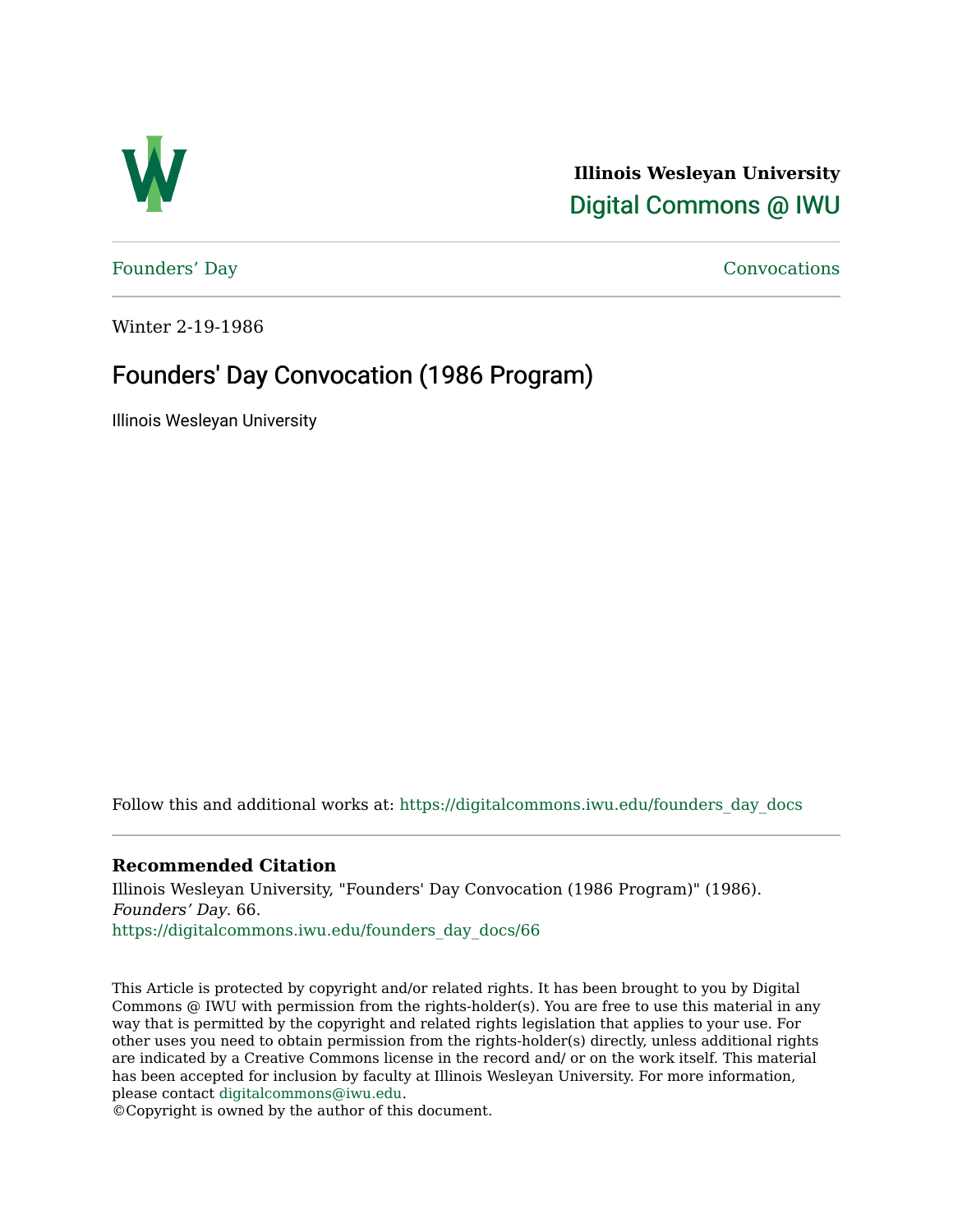**Illinois Wesleyan University**

Digital Commons @ IWU

Founders' Day | Convocations

Winter 2-19-1986

# Founders' Day Convocation (1986 Program)

Illinois Wesleyan University

Follow this and additional works at: https://digitalcommons.iwu.edu/founders_day_docs

### Recommended Citation

Illinois Wesleyan University, "Founders' Day Convocation (1986 Program)" (1986). *Founders' Day*. 66.
https://digitalcommons.iwu.edu/founders_day_docs/66

This Article is protected by copyright and/or related rights. It has been brought to you by Digital Commons @ IWU with permission from the rights-holder(s). You are free to use this material in any way that is permitted by the copyright and related rights legislation that applies to your use. For other uses you need to obtain permission from the rights-holder(s) directly, unless additional rights are indicated by a Creative Commons license in the record and/ or on the work itself. This material has been accepted for inclusion by faculty at Illinois Wesleyan University. For more information, please contact digitalcommons@iwu.edu.
©Copyright is owned by the author of this document.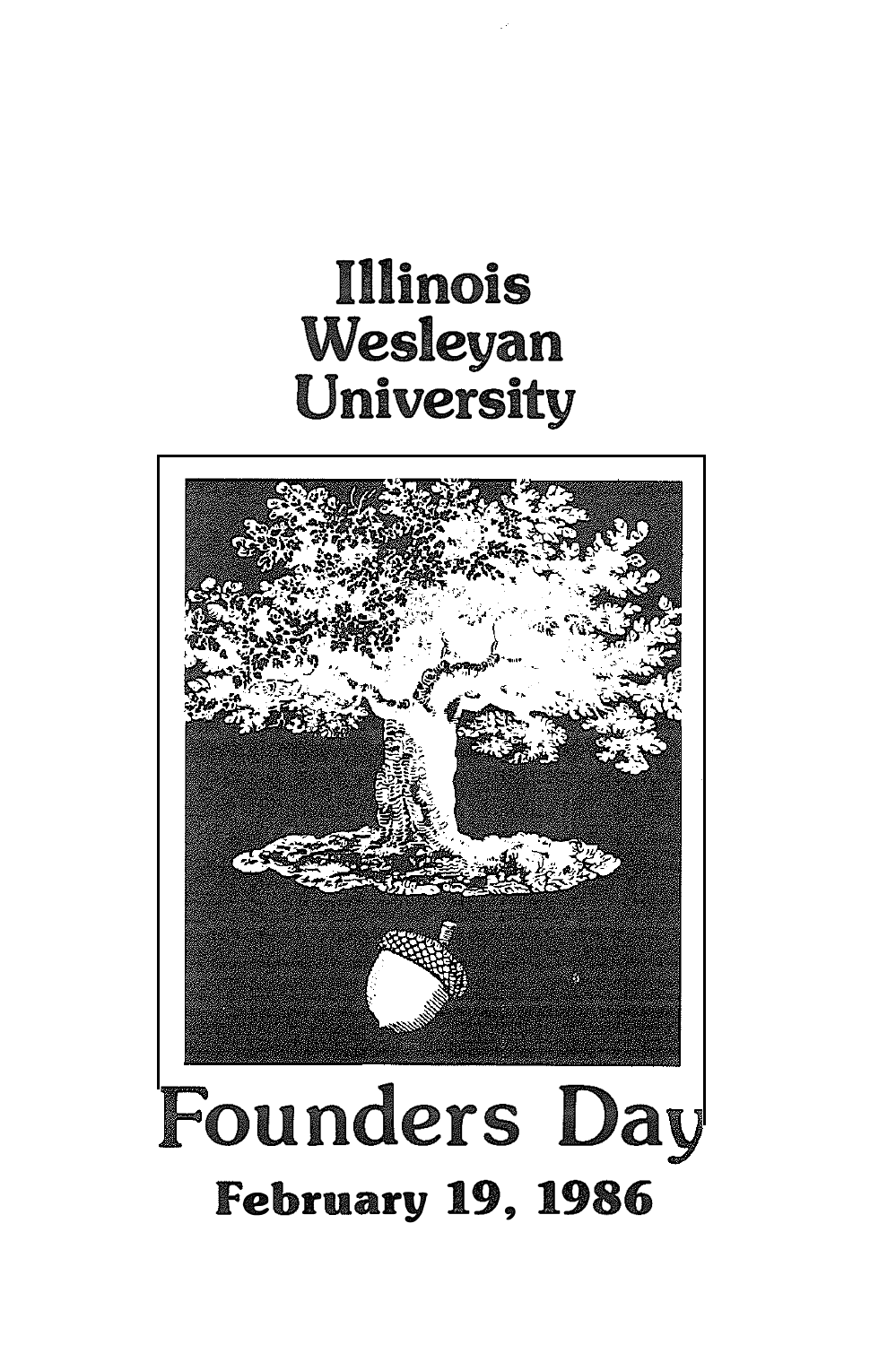# Illinois Wesleyan University

# Founders Day

**February 19, 1986**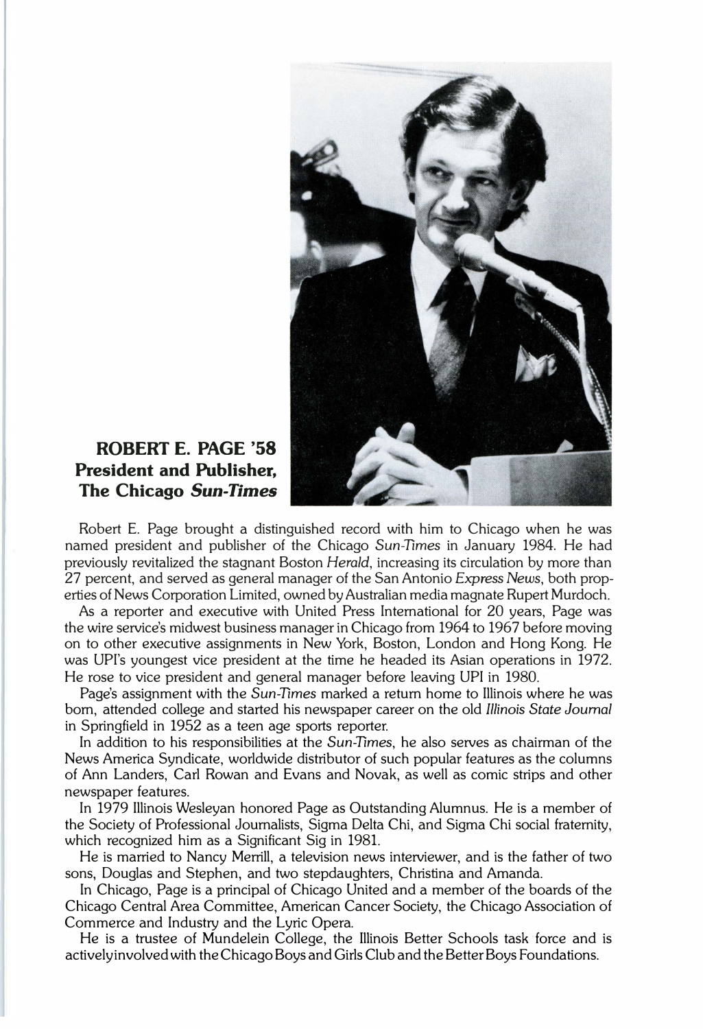## ROBERT E. PAGE '58
**President and Publisher, The Chicago *Sun-Times***

Robert E. Page brought a distinguished record with him to Chicago when he was named president and publisher of the Chicago *Sun-Times* in January 1984. He had previously revitalized the stagnant Boston *Herald*, increasing its circulation by more than 27 percent, and served as general manager of the San Antonio *Express News*, both properties of News Corporation Limited, owned by Australian media magnate Rupert Murdoch.

As a reporter and executive with United Press International for 20 years, Page was the wire service's midwest business manager in Chicago from 1964 to 1967 before moving on to other executive assignments in New York, Boston, London and Hong Kong. He was UPI's youngest vice president at the time he headed its Asian operations in 1972. He rose to vice president and general manager before leaving UPI in 1980.

Page's assignment with the *Sun-Times* marked a return home to Illinois where he was born, attended college and started his newspaper career on the old *Illinois State Journal* in Springfield in 1952 as a teen age sports reporter.

In addition to his responsibilities at the *Sun-Times*, he also serves as chairman of the News America Syndicate, worldwide distributor of such popular features as the columns of Ann Landers, Carl Rowan and Evans and Novak, as well as comic strips and other newspaper features.

In 1979 Illinois Wesleyan honored Page as Outstanding Alumnus. He is a member of the Society of Professional Journalists, Sigma Delta Chi, and Sigma Chi social fraternity, which recognized him as a Significant Sig in 1981.

He is married to Nancy Merrill, a television news interviewer, and is the father of two sons, Douglas and Stephen, and two stepdaughters, Christina and Amanda.

In Chicago, Page is a principal of Chicago United and a member of the boards of the Chicago Central Area Committee, American Cancer Society, the Chicago Association of Commerce and Industry and the Lyric Opera.

He is a trustee of Mundelein College, the Illinois Better Schools task force and is actively involved with the Chicago Boys and Girls Club and the Better Boys Foundations.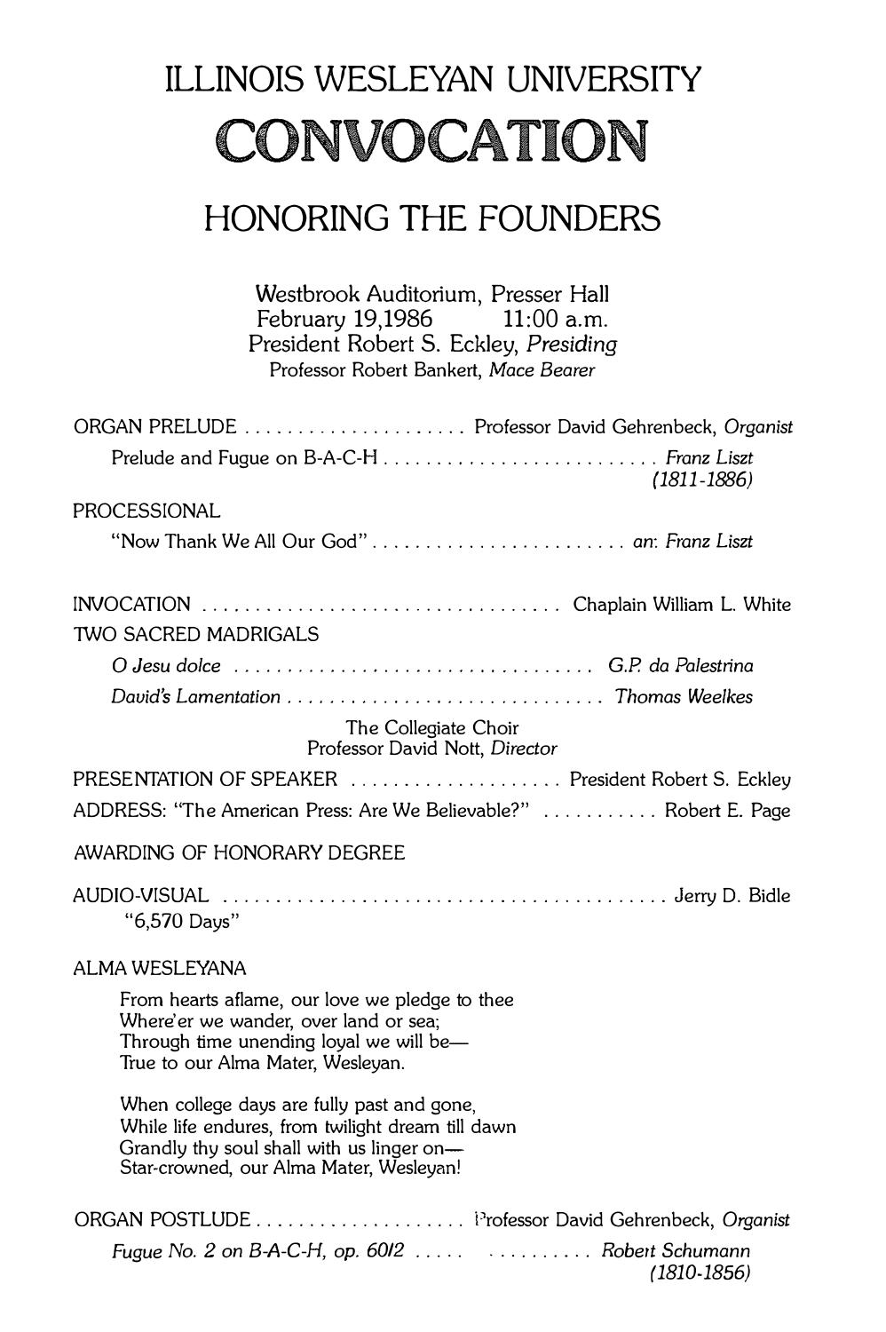# ILLINOIS WESLEYAN UNIVERSITY

# CONVOCATION

## HONORING THE FOUNDERS

Westbrook Auditorium, Presser Hall
February 19,1986 11:00 a.m.
President Robert S. Eckley, *Presiding*
Professor Robert Bankert, *Mace Bearer*

ORGAN PRELUDE . . . . . . . . . . . . . . . . . . . . . Professor David Gehrenbeck, *Organist*

Prelude and Fugue on B-A-C-H . . . . . . . . . . . . . . . . . . . . . . . . . . . *Franz Liszt* *(1811-1886)*

PROCESSIONAL

"Now Thank We All Our God" . . . . . . . . . . . . . . . . . . . . . . . . . *arr. Franz Liszt*

INVOCATION . . . . . . . . . . . . . . . . . . . . . . . . . . . . . . . . . . . Chaplain William L. White

TWO SACRED MADRIGALS

*O Jesu dolce* . . . . . . . . . . . . . . . . . . . . . . . . . . . . . . . . . . *G.P. da Palestrina*

*David's Lamentation* . . . . . . . . . . . . . . . . . . . . . . . . . . . . . . *Thomas Weelkes*

The Collegiate Choir
Professor David Nott, *Director*

PRESENTATION OF SPEAKER . . . . . . . . . . . . . . . . . . . . President Robert S. Eckley

ADDRESS: "The American Press: Are We Believable?" . . . . . . . . . . . Robert E. Page

AWARDING OF HONORARY DEGREE

AUDIO-VISUAL . . . . . . . . . . . . . . . . . . . . . . . . . . . . . . . . . . . . . . . . . . . Jerry D. Bidle
"6,570 Days"

ALMA WESLEYANA

From hearts aflame, our love we pledge to thee
Where'er we wander, over land or sea;
Through time unending loyal we will be—
True to our Alma Mater, Wesleyan.

When college days are fully past and gone,
While life endures, from twilight dream till dawn
Grandly thy soul shall with us linger on—
Star-crowned, our Alma Mater, Wesleyan!

ORGAN POSTLUDE . . . . . . . . . . . . . . . . . . . . Professor David Gehrenbeck, *Organist*

*Fugue No. 2 on B-A-C-H, op. 60/2* . . . . . . . . . . . . . . . *Robert Schumann* *(1810-1856)*